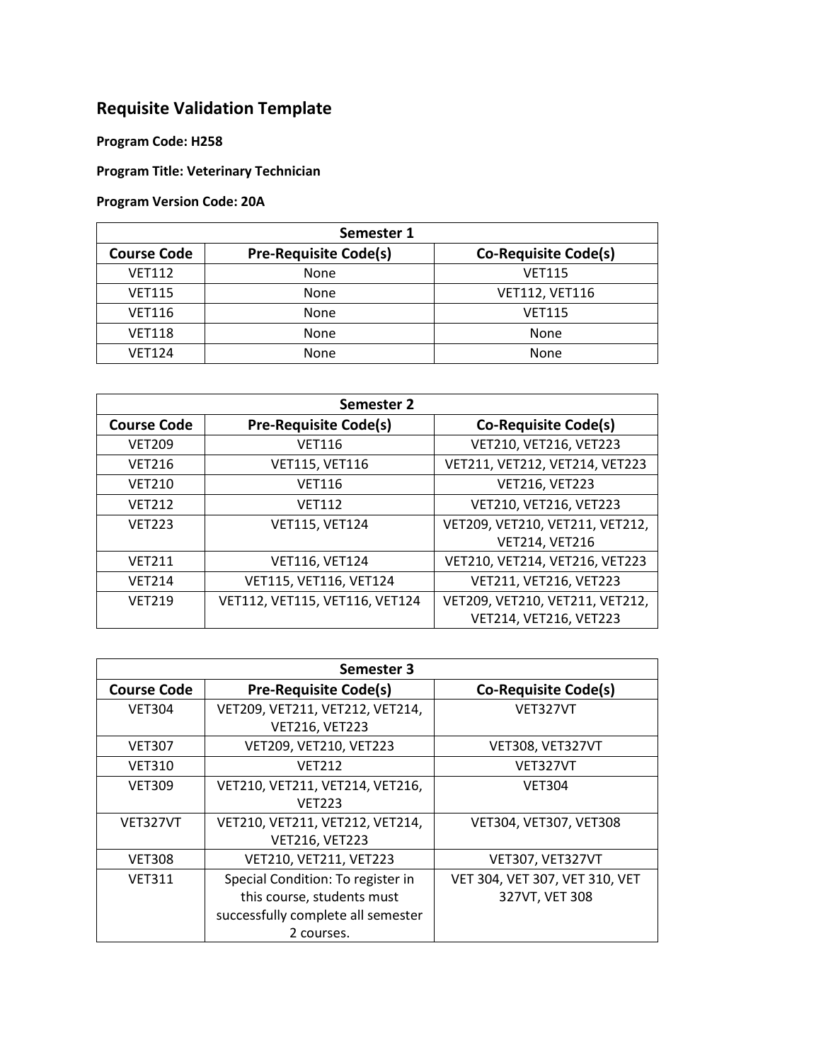# Requisite Validation Template

**Program Code: H258**

**Program Title: Veterinary Technician**

**Program Version Code: 20A**

| Semester 1 | | |
|---|---|---|
| **Course Code** | **Pre-Requisite Code(s)** | **Co-Requisite Code(s)** |
| VET112 | None | VET115 |
| VET115 | None | VET112, VET116 |
| VET116 | None | VET115 |
| VET118 | None | None |
| VET124 | None | None |

| Semester 2 | | |
|---|---|---|
| **Course Code** | **Pre-Requisite Code(s)** | **Co-Requisite Code(s)** |
| VET209 | VET116 | VET210, VET216, VET223 |
| VET216 | VET115, VET116 | VET211, VET212, VET214, VET223 |
| VET210 | VET116 | VET216, VET223 |
| VET212 | VET112 | VET210, VET216, VET223 |
| VET223 | VET115, VET124 | VET209, VET210, VET211, VET212, VET214, VET216 |
| VET211 | VET116, VET124 | VET210, VET214, VET216, VET223 |
| VET214 | VET115, VET116, VET124 | VET211, VET216, VET223 |
| VET219 | VET112, VET115, VET116, VET124 | VET209, VET210, VET211, VET212, VET214, VET216, VET223 |

| Semester 3 | | |
|---|---|---|
| **Course Code** | **Pre-Requisite Code(s)** | **Co-Requisite Code(s)** |
| VET304 | VET209, VET211, VET212, VET214, VET216, VET223 | VET327VT |
| VET307 | VET209, VET210, VET223 | VET308, VET327VT |
| VET310 | VET212 | VET327VT |
| VET309 | VET210, VET211, VET214, VET216, VET223 | VET304 |
| VET327VT | VET210, VET211, VET212, VET214, VET216, VET223 | VET304, VET307, VET308 |
| VET308 | VET210, VET211, VET223 | VET307, VET327VT |
| VET311 | Special Condition: To register in this course, students must successfully complete all semester 2 courses. | VET 304, VET 307, VET 310, VET 327VT, VET 308 |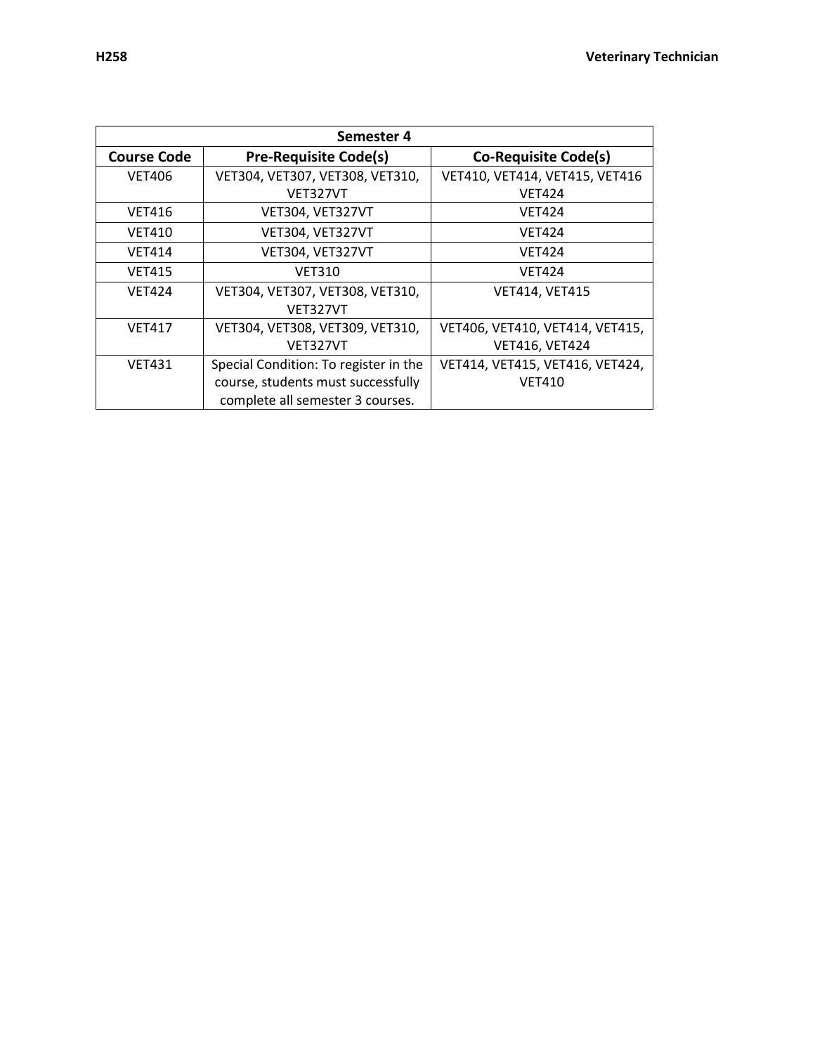| Semester 4 | | |
|---|---|---|
| **Course Code** | **Pre-Requisite Code(s)** | **Co-Requisite Code(s)** |
| VET406 | VET304, VET307, VET308, VET310, VET327VT | VET410, VET414, VET415, VET416 VET424 |
| VET416 | VET304, VET327VT | VET424 |
| VET410 | VET304, VET327VT | VET424 |
| VET414 | VET304, VET327VT | VET424 |
| VET415 | VET310 | VET424 |
| VET424 | VET304, VET307, VET308, VET310, VET327VT | VET414, VET415 |
| VET417 | VET304, VET308, VET309, VET310, VET327VT | VET406, VET410, VET414, VET415, VET416, VET424 |
| VET431 | Special Condition: To register in the course, students must successfully complete all semester 3 courses. | VET414, VET415, VET416, VET424, VET410 |